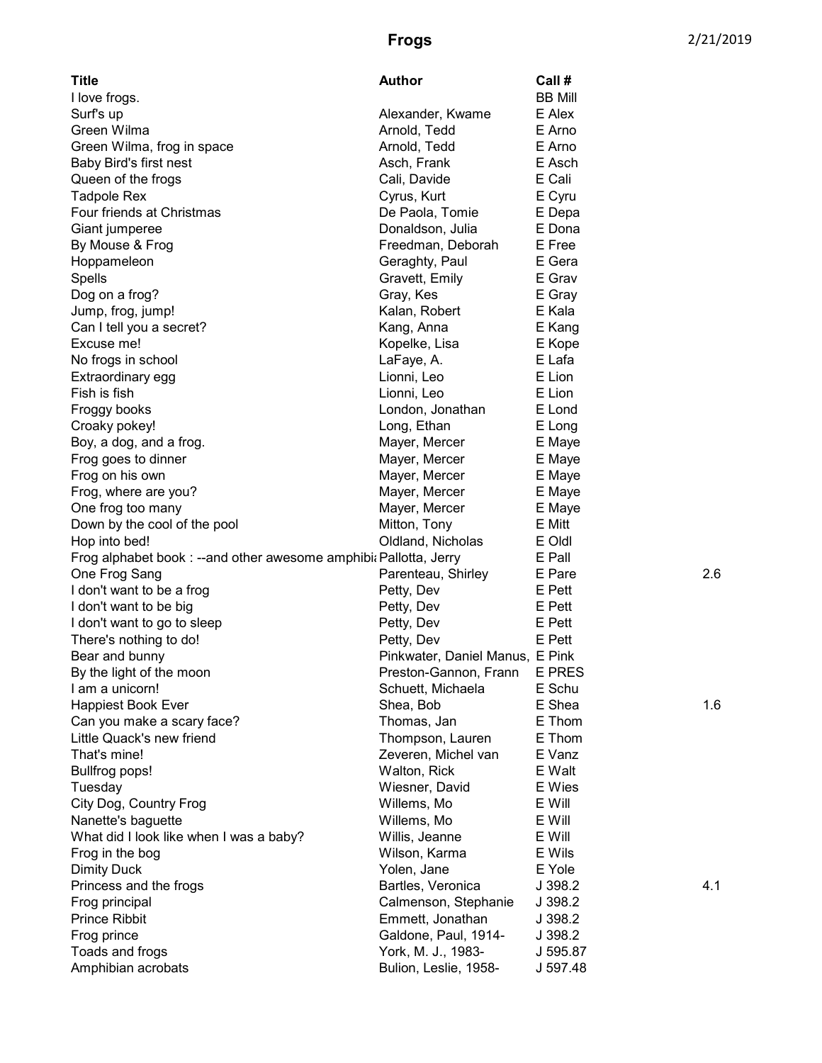# Frogs

2/21/2019

| Title | Author | Call # | |
|---|---|---|---|
| I love frogs. | | BB Mill | |
| Surf's up | Alexander, Kwame | E Alex | |
| Green Wilma | Arnold, Tedd | E Arno | |
| Green Wilma, frog in space | Arnold, Tedd | E Arno | |
| Baby Bird's first nest | Asch, Frank | E Asch | |
| Queen of the frogs | Cali, Davide | E Cali | |
| Tadpole Rex | Cyrus, Kurt | E Cyru | |
| Four friends at Christmas | De Paola, Tomie | E Depa | |
| Giant jumperee | Donaldson, Julia | E Dona | |
| By Mouse & Frog | Freedman, Deborah | E Free | |
| Hoppameleon | Geraghty, Paul | E Gera | |
| Spells | Gravett, Emily | E Grav | |
| Dog on a frog? | Gray, Kes | E Gray | |
| Jump, frog, jump! | Kalan, Robert | E Kala | |
| Can I tell you a secret? | Kang, Anna | E Kang | |
| Excuse me! | Kopelke, Lisa | E Kope | |
| No frogs in school | LaFaye, A. | E Lafa | |
| Extraordinary egg | Lionni, Leo | E Lion | |
| Fish is fish | Lionni, Leo | E Lion | |
| Froggy books | London, Jonathan | E Lond | |
| Croaky pokey! | Long, Ethan | E Long | |
| Boy, a dog, and a frog. | Mayer, Mercer | E Maye | |
| Frog goes to dinner | Mayer, Mercer | E Maye | |
| Frog on his own | Mayer, Mercer | E Maye | |
| Frog, where are you? | Mayer, Mercer | E Maye | |
| One frog too many | Mayer, Mercer | E Maye | |
| Down by the cool of the pool | Mitton, Tony | E Mitt | |
| Hop into bed! | Oldland, Nicholas | E Oldl | |
| Frog alphabet book : --and other awesome amphibi | Pallotta, Jerry | E Pall | |
| One Frog Sang | Parenteau, Shirley | E Pare | 2.6 |
| I don't want to be a frog | Petty, Dev | E Pett | |
| I don't want to be big | Petty, Dev | E Pett | |
| I don't want to go to sleep | Petty, Dev | E Pett | |
| There's nothing to do! | Petty, Dev | E Pett | |
| Bear and bunny | Pinkwater, Daniel Manus, | E Pink | |
| By the light of the moon | Preston-Gannon, Frann | E PRES | |
| I am a unicorn! | Schuett, Michaela | E Schu | |
| Happiest Book Ever | Shea, Bob | E Shea | 1.6 |
| Can you make a scary face? | Thomas, Jan | E Thom | |
| Little Quack's new friend | Thompson, Lauren | E Thom | |
| That's mine! | Zeveren, Michel van | E Vanz | |
| Bullfrog pops! | Walton, Rick | E Walt | |
| Tuesday | Wiesner, David | E Wies | |
| City Dog, Country Frog | Willems, Mo | E Will | |
| Nanette's baguette | Willems, Mo | E Will | |
| What did I look like when I was a baby? | Willis, Jeanne | E Will | |
| Frog in the bog | Wilson, Karma | E Wils | |
| Dimity Duck | Yolen, Jane | E Yole | |
| Princess and the frogs | Bartles, Veronica | J 398.2 | 4.1 |
| Frog principal | Calmenson, Stephanie | J 398.2 | |
| Prince Ribbit | Emmett, Jonathan | J 398.2 | |
| Frog prince | Galdone, Paul, 1914- | J 398.2 | |
| Toads and frogs | York, M. J., 1983- | J 595.87 | |
| Amphibian acrobats | Bulion, Leslie, 1958- | J 597.48 | |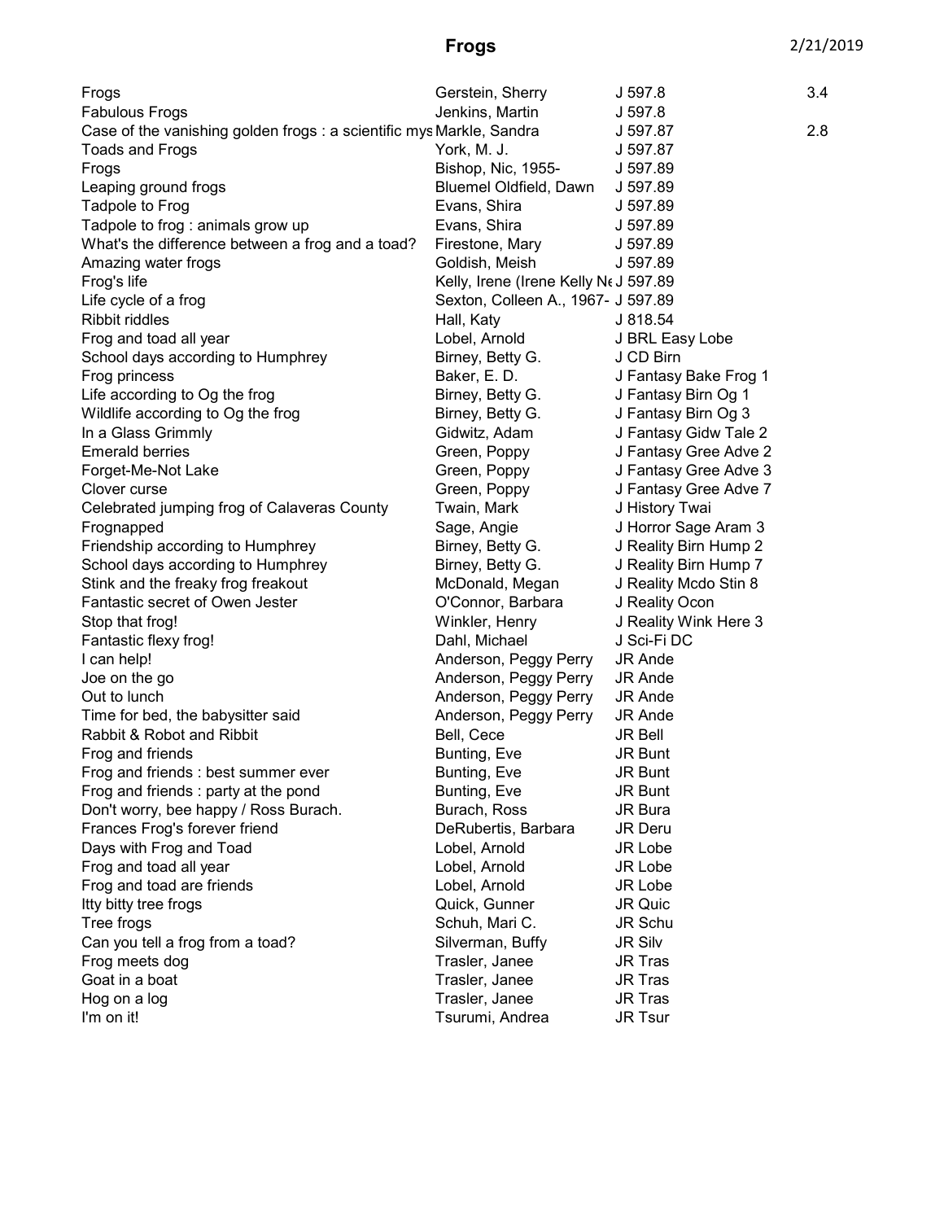# Frogs

2/21/2019

| | | | |
|---|---|---|---|
| Frogs | Gerstein, Sherry | J 597.8 | 3.4 |
| Fabulous Frogs | Jenkins, Martin | J 597.8 | |
| Case of the vanishing golden frogs : a scientific mys | Markle, Sandra | J 597.87 | 2.8 |
| Toads and Frogs | York, M. J. | J 597.87 | |
| Frogs | Bishop, Nic, 1955- | J 597.89 | |
| Leaping ground frogs | Bluemel Oldfield, Dawn | J 597.89 | |
| Tadpole to Frog | Evans, Shira | J 597.89 | |
| Tadpole to frog : animals grow up | Evans, Shira | J 597.89 | |
| What's the difference between a frog and a toad? | Firestone, Mary | J 597.89 | |
| Amazing water frogs | Goldish, Meish | J 597.89 | |
| Frog's life | Kelly, Irene (Irene Kelly Ne | J 597.89 | |
| Life cycle of a frog | Sexton, Colleen A., 1967- | J 597.89 | |
| Ribbit riddles | Hall, Katy | J 818.54 | |
| Frog and toad all year | Lobel, Arnold | J BRL Easy Lobe | |
| School days according to Humphrey | Birney, Betty G. | J CD Birn | |
| Frog princess | Baker, E. D. | J Fantasy Bake Frog 1 | |
| Life according to Og the frog | Birney, Betty G. | J Fantasy Birn Og 1 | |
| Wildlife according to Og the frog | Birney, Betty G. | J Fantasy Birn Og 3 | |
| In a Glass Grimmly | Gidwitz, Adam | J Fantasy Gidw Tale 2 | |
| Emerald berries | Green, Poppy | J Fantasy Gree Adve 2 | |
| Forget-Me-Not Lake | Green, Poppy | J Fantasy Gree Adve 3 | |
| Clover curse | Green, Poppy | J Fantasy Gree Adve 7 | |
| Celebrated jumping frog of Calaveras County | Twain, Mark | J History Twai | |
| Frognapped | Sage, Angie | J Horror Sage Aram 3 | |
| Friendship according to Humphrey | Birney, Betty G. | J Reality Birn Hump 2 | |
| School days according to Humphrey | Birney, Betty G. | J Reality Birn Hump 7 | |
| Stink and the freaky frog freakout | McDonald, Megan | J Reality Mcdo Stin 8 | |
| Fantastic secret of Owen Jester | O'Connor, Barbara | J Reality Ocon | |
| Stop that frog! | Winkler, Henry | J Reality Wink Here 3 | |
| Fantastic flexy frog! | Dahl, Michael | J Sci-Fi DC | |
| I can help! | Anderson, Peggy Perry | JR Ande | |
| Joe on the go | Anderson, Peggy Perry | JR Ande | |
| Out to lunch | Anderson, Peggy Perry | JR Ande | |
| Time for bed, the babysitter said | Anderson, Peggy Perry | JR Ande | |
| Rabbit & Robot and Ribbit | Bell, Cece | JR Bell | |
| Frog and friends | Bunting, Eve | JR Bunt | |
| Frog and friends : best summer ever | Bunting, Eve | JR Bunt | |
| Frog and friends : party at the pond | Bunting, Eve | JR Bunt | |
| Don't worry, bee happy / Ross Burach. | Burach, Ross | JR Bura | |
| Frances Frog's forever friend | DeRubertis, Barbara | JR Deru | |
| Days with Frog and Toad | Lobel, Arnold | JR Lobe | |
| Frog and toad all year | Lobel, Arnold | JR Lobe | |
| Frog and toad are friends | Lobel, Arnold | JR Lobe | |
| Itty bitty tree frogs | Quick, Gunner | JR Quic | |
| Tree frogs | Schuh, Mari C. | JR Schu | |
| Can you tell a frog from a toad? | Silverman, Buffy | JR Silv | |
| Frog meets dog | Trasler, Janee | JR Tras | |
| Goat in a boat | Trasler, Janee | JR Tras | |
| Hog on a log | Trasler, Janee | JR Tras | |
| I'm on it! | Tsurumi, Andrea | JR Tsur | |